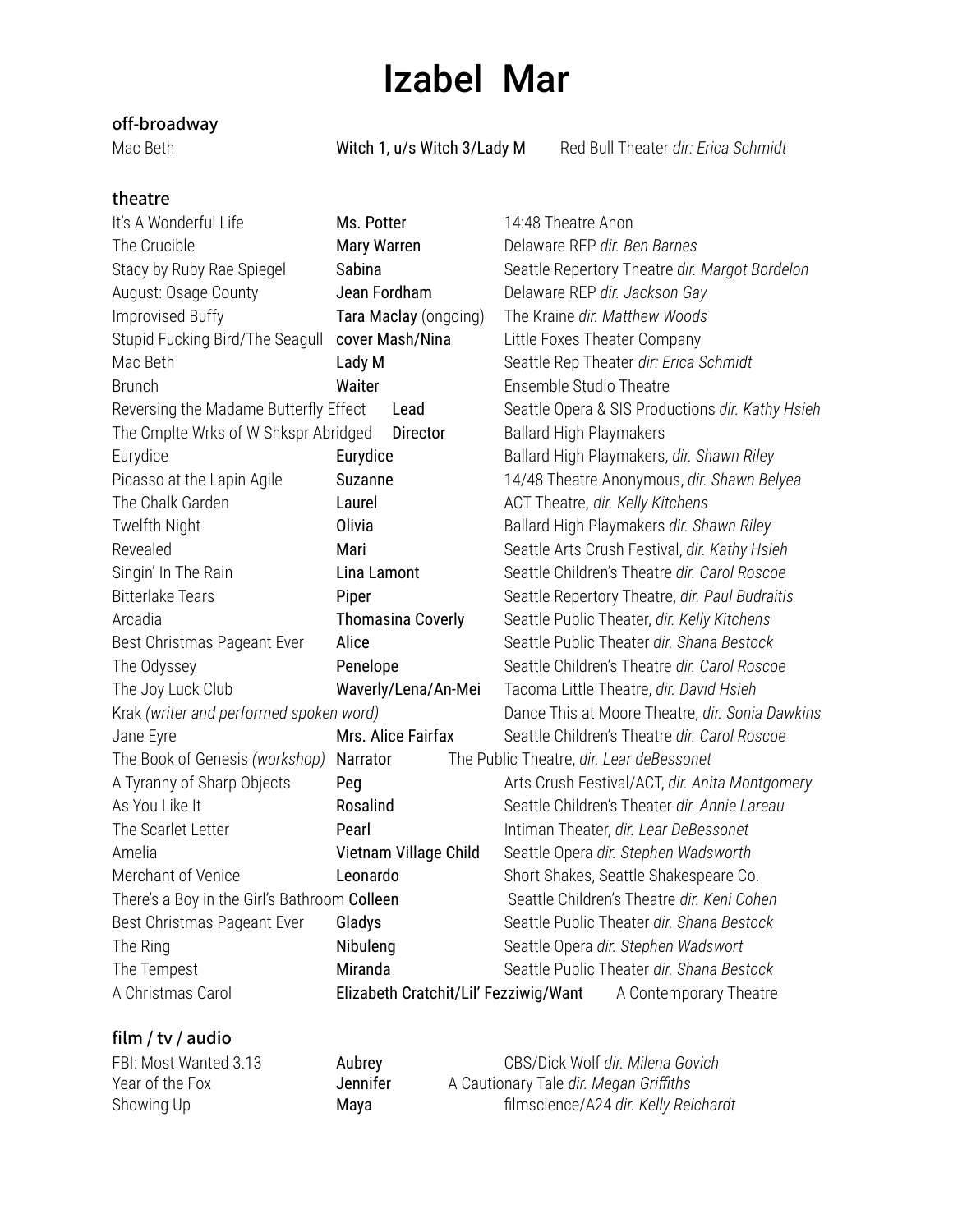# Izabel Mar

## off-broadway

| | | |
|---|---|---|
| Mac Beth | Witch 1, u/s Witch 3/Lady M | Red Bull Theater *dir: Erica Schmidt* |

## theatre

| | | |
|---|---|---|
| It's A Wonderful Life | Ms. Potter | 14:48 Theatre Anon |
| The Crucible | Mary Warren | Delaware REP *dir. Ben Barnes* |
| Stacy by Ruby Rae Spiegel | Sabina | Seattle Repertory Theatre *dir. Margot Bordelon* |
| August: Osage County | Jean Fordham | Delaware REP *dir. Jackson Gay* |
| Improvised Buffy | Tara Maclay (ongoing) | The Kraine *dir. Matthew Woods* |
| Stupid Fucking Bird/The Seagull | cover Mash/Nina | Little Foxes Theater Company |
| Mac Beth | Lady M | Seattle Rep Theater *dir: Erica Schmidt* |
| Brunch | Waiter | Ensemble Studio Theatre |
| Reversing the Madame Butterfly Effect | Lead | Seattle Opera & SIS Productions *dir. Kathy Hsieh* |
| The Cmplte Wrks of W Shkspr Abridged | Director | Ballard High Playmakers |
| Eurydice | Eurydice | Ballard High Playmakers, *dir. Shawn Riley* |
| Picasso at the Lapin Agile | Suzanne | 14/48 Theatre Anonymous, *dir. Shawn Belyea* |
| The Chalk Garden | Laurel | ACT Theatre, *dir. Kelly Kitchens* |
| Twelfth Night | Olivia | Ballard High Playmakers *dir. Shawn Riley* |
| Revealed | Mari | Seattle Arts Crush Festival, *dir. Kathy Hsieh* |
| Singin' In The Rain | Lina Lamont | Seattle Children's Theatre *dir. Carol Roscoe* |
| Bitterlake Tears | Piper | Seattle Repertory Theatre, *dir. Paul Budraitis* |
| Arcadia | Thomasina Coverly | Seattle Public Theater, *dir. Kelly Kitchens* |
| Best Christmas Pageant Ever | Alice | Seattle Public Theater *dir. Shana Bestock* |
| The Odyssey | Penelope | Seattle Children's Theatre *dir. Carol Roscoe* |
| The Joy Luck Club | Waverly/Lena/An-Mei | Tacoma Little Theatre, *dir. David Hsieh* |
| Krak *(writer and performed spoken word)* | | Dance This at Moore Theatre, *dir. Sonia Dawkins* |
| Jane Eyre | Mrs. Alice Fairfax | Seattle Children's Theatre *dir. Carol Roscoe* |
| The Book of Genesis *(workshop)* | Narrator | The Public Theatre, *dir. Lear deBessonet* |
| A Tyranny of Sharp Objects | Peg | Arts Crush Festival/ACT, *dir. Anita Montgomery* |
| As You Like It | Rosalind | Seattle Children's Theater *dir. Annie Lareau* |
| The Scarlet Letter | Pearl | Intiman Theater, *dir. Lear DeBessonet* |
| Amelia | Vietnam Village Child | Seattle Opera *dir. Stephen Wadsworth* |
| Merchant of Venice | Leonardo | Short Shakes, Seattle Shakespeare Co. |
| There's a Boy in the Girl's Bathroom | Colleen | Seattle Children's Theatre *dir. Keni Cohen* |
| Best Christmas Pageant Ever | Gladys | Seattle Public Theater *dir. Shana Bestock* |
| The Ring | Nibuleng | Seattle Opera *dir. Stephen Wadswort* |
| The Tempest | Miranda | Seattle Public Theater *dir. Shana Bestock* |
| A Christmas Carol | Elizabeth Cratchit/Lil' Fezziwig/Want | A Contemporary Theatre |

## film / tv / audio

| | | |
|---|---|---|
| FBI: Most Wanted 3.13 | Aubrey | CBS/Dick Wolf *dir. Milena Govich* |
| Year of the Fox | Jennifer | A Cautionary Tale *dir. Megan Griffiths* |
| Showing Up | Maya | filmscience/A24 *dir. Kelly Reichardt* |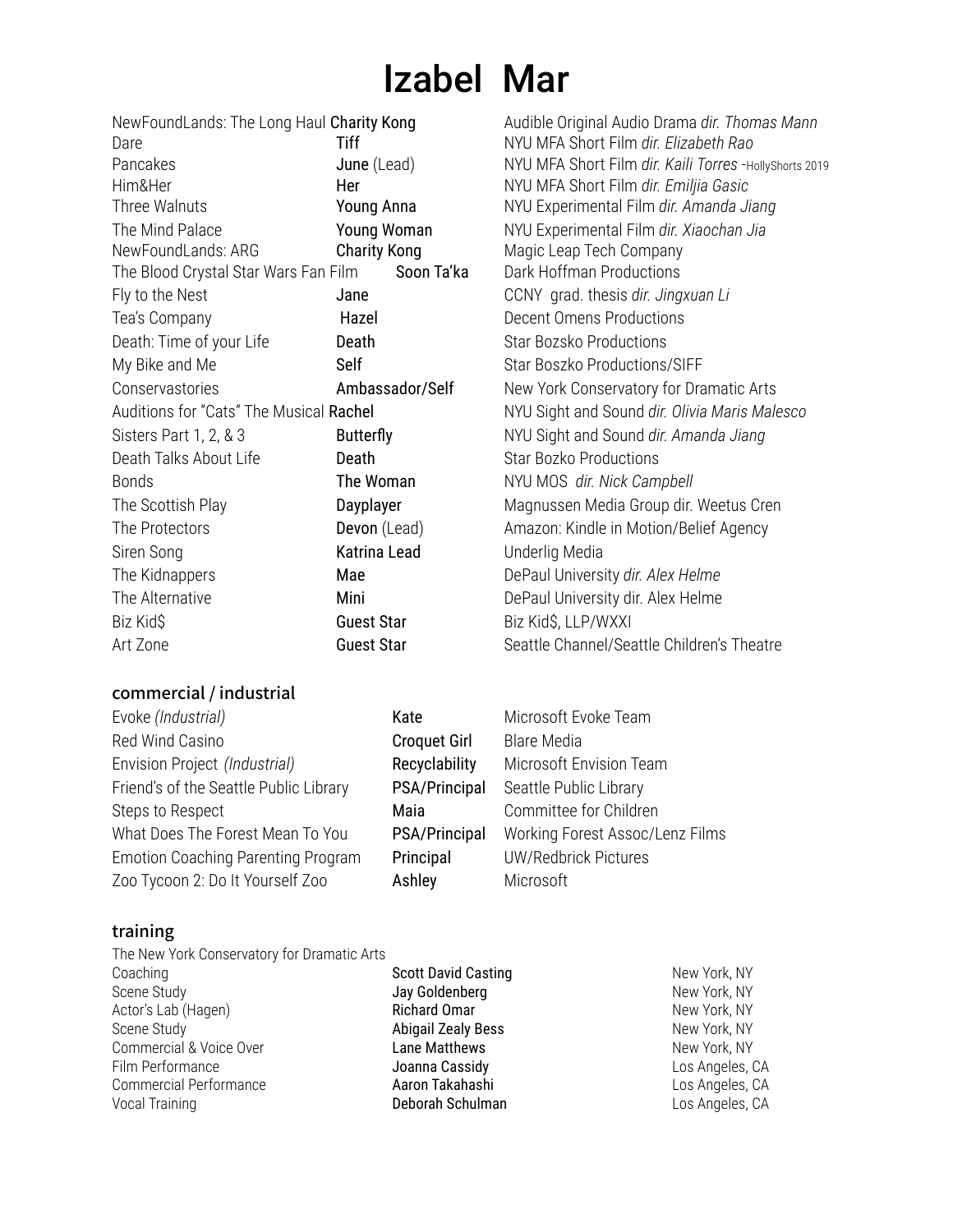# Izabel Mar

| | | |
|---|---|---|
| NewFoundLands: The Long Haul | **Charity Kong** | Audible Original Audio Drama *dir. Thomas Mann* |
| Dare | **Tiff** | NYU MFA Short Film *dir. Elizabeth Rao* |
| Pancakes | **June** (Lead) | NYU MFA Short Film *dir. Kaili Torres* -HollyShorts 2019 |
| Him&Her | **Her** | NYU MFA Short Film *dir. Emiljia Gasic* |
| Three Walnuts | **Young Anna** | NYU Experimental Film *dir. Amanda Jiang* |
| The Mind Palace | **Young Woman** | NYU Experimental Film *dir. Xiaochan Jia* |
| NewFoundLands: ARG | **Charity Kong** | Magic Leap Tech Company |
| The Blood Crystal Star Wars Fan Film | **Soon Ta'ka** | Dark Hoffman Productions |
| Fly to the Nest | **Jane** | CCNY grad. thesis *dir. Jingxuan Li* |
| Tea's Company | **Hazel** | Decent Omens Productions |
| Death: Time of your Life | **Death** | Star Bozsko Productions |
| My Bike and Me | **Self** | Star Boszko Productions/SIFF |
| Conservastories | **Ambassador/Self** | New York Conservatory for Dramatic Arts |
| Auditions for "Cats" The Musical | **Rachel** | NYU Sight and Sound *dir. Olivia Maris Malesco* |
| Sisters Part 1, 2, & 3 | **Butterfly** | NYU Sight and Sound *dir. Amanda Jiang* |
| Death Talks About Life | **Death** | Star Bozko Productions |
| Bonds | **The Woman** | NYU MOS *dir. Nick Campbell* |
| The Scottish Play | **Dayplayer** | Magnussen Media Group dir. Weetus Cren |
| The Protectors | **Devon** (Lead) | Amazon: Kindle in Motion/Belief Agency |
| Siren Song | **Katrina Lead** | Underlig Media |
| The Kidnappers | **Mae** | DePaul University *dir. Alex Helme* |
| The Alternative | **Mini** | DePaul University dir. Alex Helme |
| Biz Kid$ | **Guest Star** | Biz Kid$, LLP/WXXI |
| Art Zone | **Guest Star** | Seattle Channel/Seattle Children's Theatre |

## commercial / industrial

| | | |
|---|---|---|
| Evoke *(Industrial)* | **Kate** | Microsoft Evoke Team |
| Red Wind Casino | **Croquet Girl** | Blare Media |
| Envision Project *(Industrial)* | **Recyclability** | Microsoft Envision Team |
| Friend's of the Seattle Public Library | **PSA/Principal** | Seattle Public Library |
| Steps to Respect | **Maia** | Committee for Children |
| What Does The Forest Mean To You | **PSA/Principal** | Working Forest Assoc/Lenz Films |
| Emotion Coaching Parenting Program | **Principal** | UW/Redbrick Pictures |
| Zoo Tycoon 2: Do It Yourself Zoo | **Ashley** | Microsoft |

## training

The New York Conservatory for Dramatic Arts

| | | |
|---|---|---|
| Coaching | **Scott David Casting** | New York, NY |
| Scene Study | **Jay Goldenberg** | New York, NY |
| Actor's Lab (Hagen) | **Richard Omar** | New York, NY |
| Scene Study | **Abigail Zealy Bess** | New York, NY |
| Commercial & Voice Over | **Lane Matthews** | New York, NY |
| Film Performance | **Joanna Cassidy** | Los Angeles, CA |
| Commercial Performance | **Aaron Takahashi** | Los Angeles, CA |
| Vocal Training | **Deborah Schulman** | Los Angeles, CA |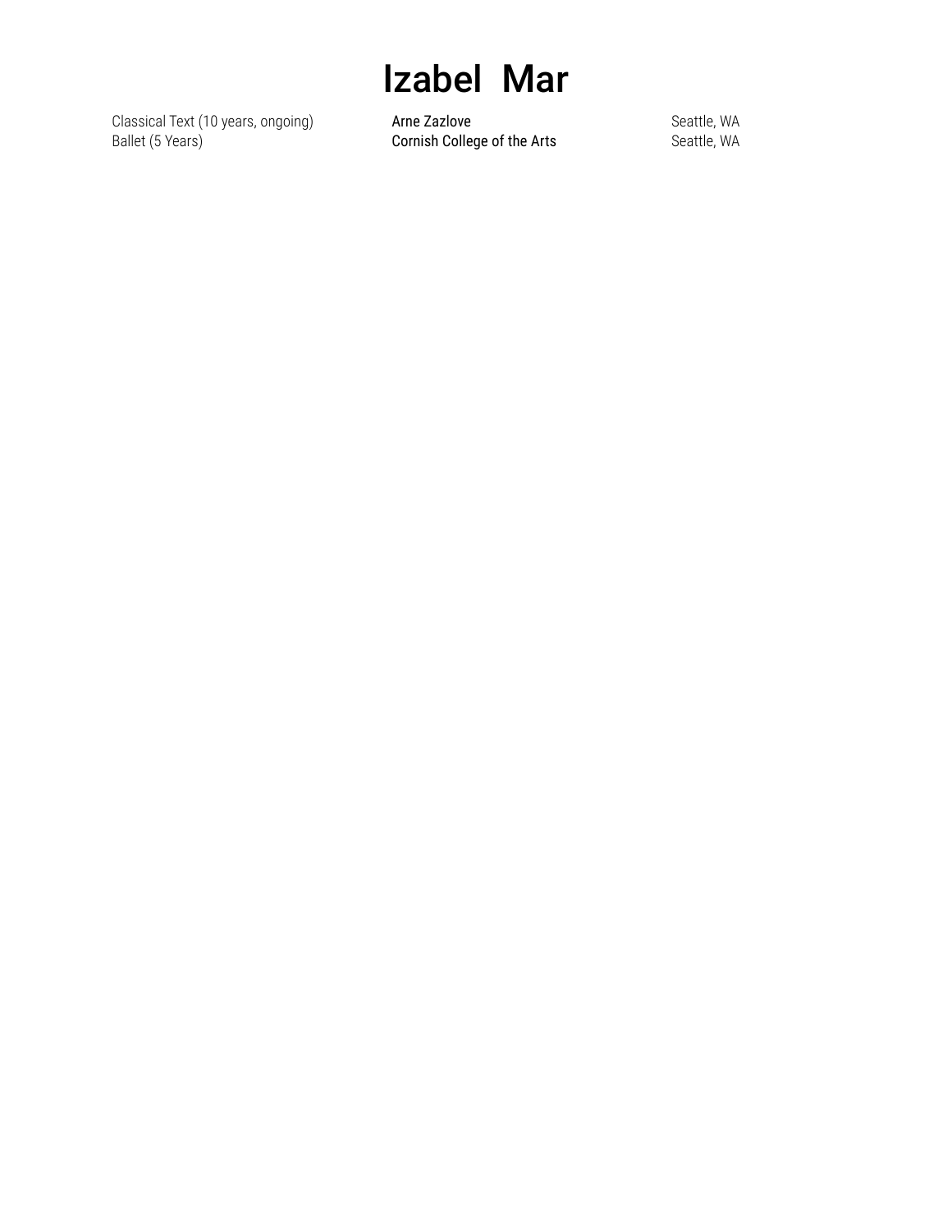# Izabel Mar

| | | |
|---|---|---|
| Classical Text (10 years, ongoing) | **Arne Zazlove** | Seattle, WA |
| Ballet (5 Years) | **Cornish College of the Arts** | Seattle, WA |